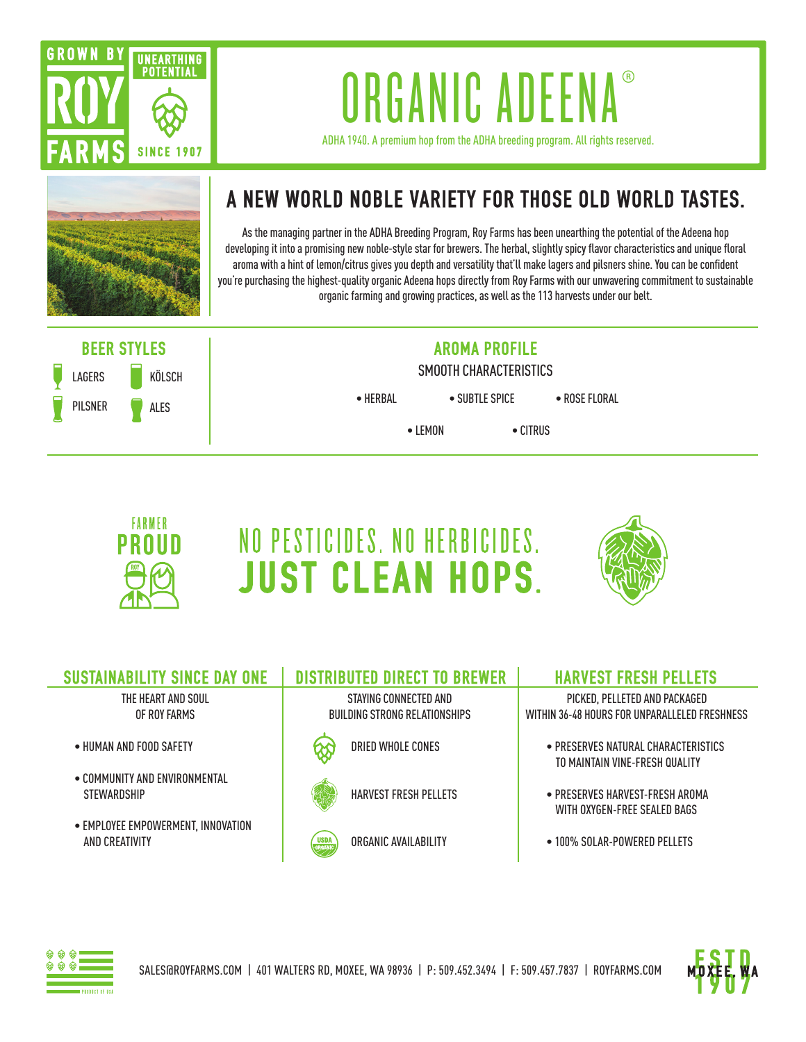GROWN BY **ROY FARMS** — UNEARTHING POTENTIAL — SINCE 1907

# ORGANIC ADEENA®

ADHA 1940. A premium hop from the ADHA breeding program. All rights reserved.

## A NEW WORLD NOBLE VARIETY FOR THOSE OLD WORLD TASTES.

As the managing partner in the ADHA Breeding Program, Roy Farms has been unearthing the potential of the Adeena hop developing it into a promising new noble-style star for brewers. The herbal, slightly spicy flavor characteristics and unique floral aroma with a hint of lemon/citrus gives you depth and versatility that'll make lagers and pilsners shine. You can be confident you're purchasing the highest-quality organic Adeena hops directly from Roy Farms with our unwavering commitment to sustainable organic farming and growing practices, as well as the 113 harvests under our belt.

### BEER STYLES

- LAGERS
- KÖLSCH
- PILSNER
- ALES

### AROMA PROFILE

SMOOTH CHARACTERISTICS

- HERBAL
- SUBTLE SPICE
- ROSE FLORAL
- LEMON
- CITRUS

FARMER **PROUD**

## NO PESTICIDES. NO HERBICIDES. **JUST CLEAN HOPS.**

### SUSTAINABILITY SINCE DAY ONE

THE HEART AND SOUL OF ROY FARMS

- HUMAN AND FOOD SAFETY
- COMMUNITY AND ENVIRONMENTAL STEWARDSHIP
- EMPLOYEE EMPOWERMENT, INNOVATION AND CREATIVITY

### DISTRIBUTED DIRECT TO BREWER

STAYING CONNECTED AND BUILDING STRONG RELATIONSHIPS

- DRIED WHOLE CONES
- HARVEST FRESH PELLETS
- ORGANIC AVAILABILITY

### HARVEST FRESH PELLETS

PICKED, PELLETED AND PACKAGED WITHIN 36-48 HOURS FOR UNPARALLELED FRESHNESS

- PRESERVES NATURAL CHARACTERISTICS TO MAINTAIN VINE-FRESH QUALITY
- PRESERVES HARVEST-FRESH AROMA WITH OXYGEN-FREE SEALED BAGS
- 100% SOLAR-POWERED PELLETS

PRODUCT OF USA

SALES@ROYFARMS.COM | 401 WALTERS RD, MOXEE, WA 98936 | P: 509.452.3494 | F: 509.457.7837 | ROYFARMS.COM

ESTD 1907 MOXEE, WA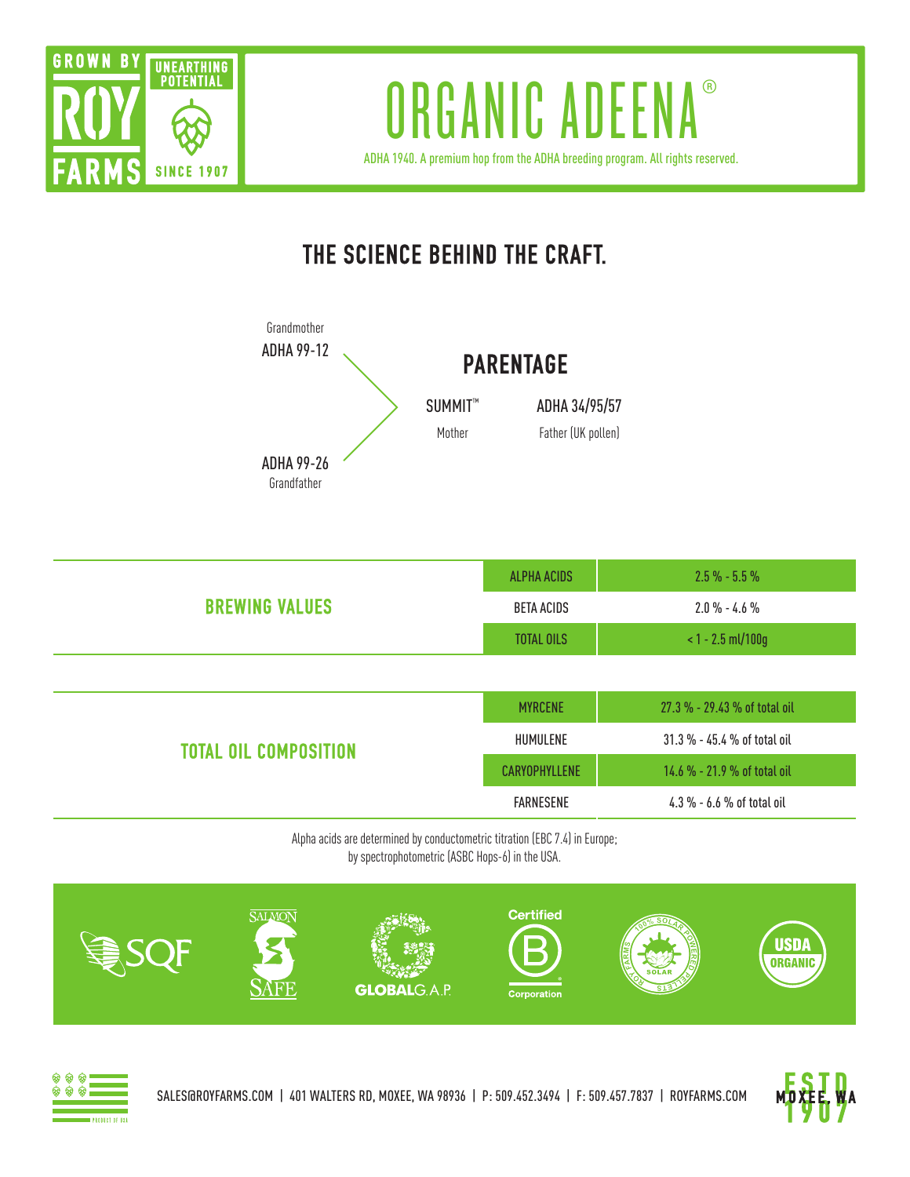GROWN BY ROY FARMS — UNEARTHING POTENTIAL — SINCE 1907

# ORGANIC ADEENA®

ADHA 1940. A premium hop from the ADHA breeding program. All rights reserved.

## THE SCIENCE BEHIND THE CRAFT.

### PARENTAGE

Grandmother
ADHA 99-12

ADHA 99-26
Grandfather

SUMMIT™
Mother

ADHA 34/95/57
Father (UK pollen)

| | | |
|---|---|---|
| **BREWING VALUES** | ALPHA ACIDS | 2.5 % - 5.5 % |
| | BETA ACIDS | 2.0 % - 4.6 % |
| | TOTAL OILS | < 1 - 2.5 ml/100g |

| | | |
|---|---|---|
| **TOTAL OIL COMPOSITION** | MYRCENE | 27.3 % - 29.43 % of total oil |
| | HUMULENE | 31.3 % - 45.4 % of total oil |
| | CARYOPHYLLENE | 14.6 % - 21.9 % of total oil |
| | FARNESENE | 4.3 % - 6.6 % of total oil |

Alpha acids are determined by conductometric titration (EBC 7.4) in Europe;
by spectrophotometric (ASBC Hops-6) in the USA.

SQF | SALMON SAFE | GLOBALG.A.P. | Certified B Corporation | 100% SOLAR POWERED PELLETS | USDA ORGANIC

SALES@ROYFARMS.COM | 401 WALTERS RD, MOXEE, WA 98936 | P: 509.452.3494 | F: 509.457.7837 | ROYFARMS.COM

ESTD 1907 MOXEE, WA